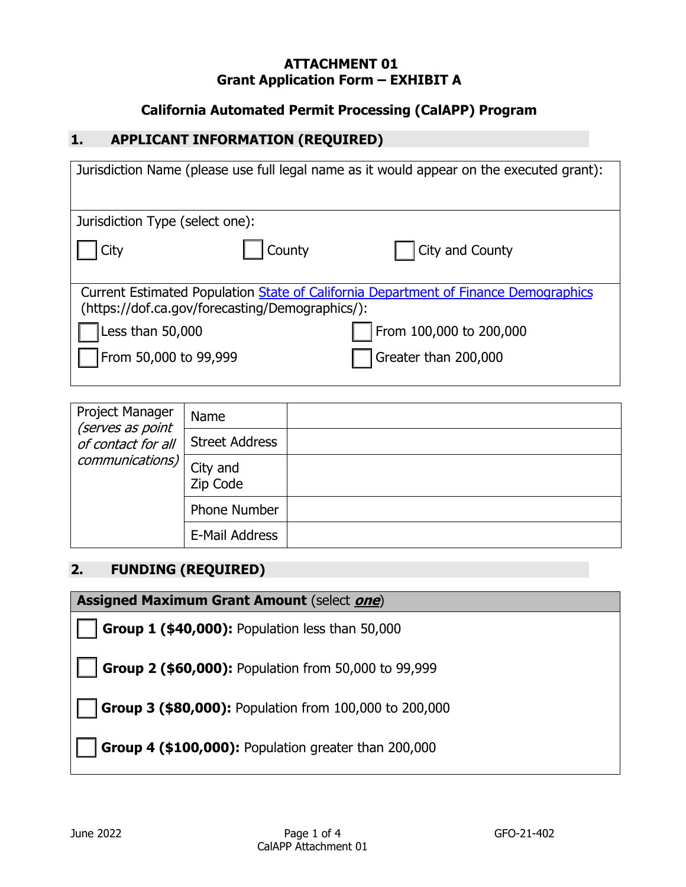**ATTACHMENT 01**
**Grant Application Form – EXHIBIT A**

## California Automated Permit Processing (CalAPP) Program

## 1. APPLICANT INFORMATION (REQUIRED)

Jurisdiction Name (please use full legal name as it would appear on the executed grant):

Jurisdiction Type (select one):

☐ City ☐ County ☐ City and County

Current Estimated Population [State of California Department of Finance Demographics](https://dof.ca.gov/forecasting/Demographics/) (https://dof.ca.gov/forecasting/Demographics/):

☐ Less than 50,000 ☐ From 100,000 to 200,000

☐ From 50,000 to 99,999 ☐ Greater than 200,000

| Project Manager *(serves as point of contact for all communications)* | Name | |
|---|---|---|
| | Street Address | |
| | City and Zip Code | |
| | Phone Number | |
| | E-Mail Address | |

## 2. FUNDING (REQUIRED)

**Assigned Maximum Grant Amount** (select ***one***)

☐ **Group 1 ($40,000):** Population less than 50,000

☐ **Group 2 ($60,000):** Population from 50,000 to 99,999

☐ **Group 3 ($80,000):** Population from 100,000 to 200,000

☐ **Group 4 ($100,000):** Population greater than 200,000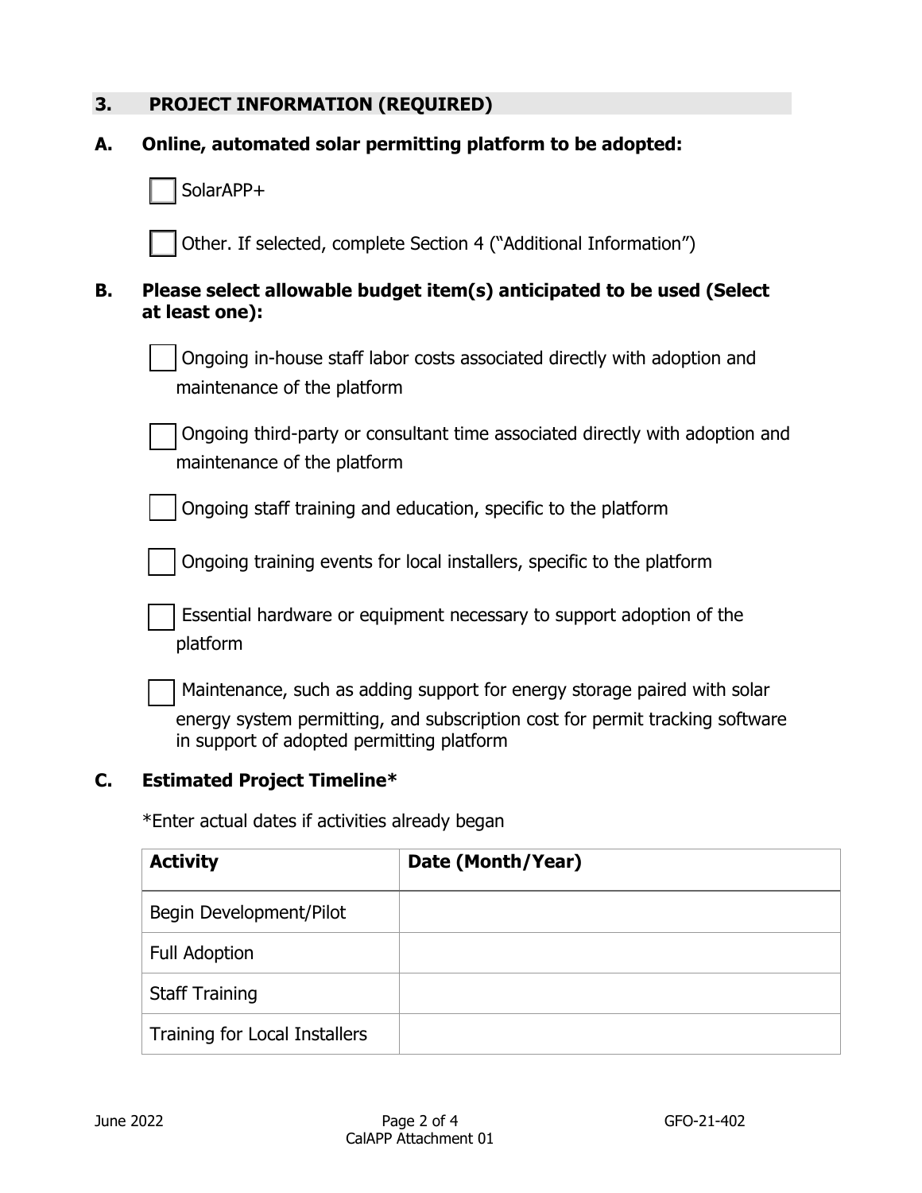## 3. PROJECT INFORMATION (REQUIRED)

### A. Online, automated solar permitting platform to be adopted:

☐ SolarAPP+

☐ Other. If selected, complete Section 4 ("Additional Information")

### B. Please select allowable budget item(s) anticipated to be used (Select at least one):

☐ Ongoing in-house staff labor costs associated directly with adoption and maintenance of the platform

☐ Ongoing third-party or consultant time associated directly with adoption and maintenance of the platform

☐ Ongoing staff training and education, specific to the platform

☐ Ongoing training events for local installers, specific to the platform

☐ Essential hardware or equipment necessary to support adoption of the platform

☐ Maintenance, such as adding support for energy storage paired with solar energy system permitting, and subscription cost for permit tracking software in support of adopted permitting platform

### C. Estimated Project Timeline*

*Enter actual dates if activities already began

| Activity | Date (Month/Year) |
|---|---|
| Begin Development/Pilot | |
| Full Adoption | |
| Staff Training | |
| Training for Local Installers | |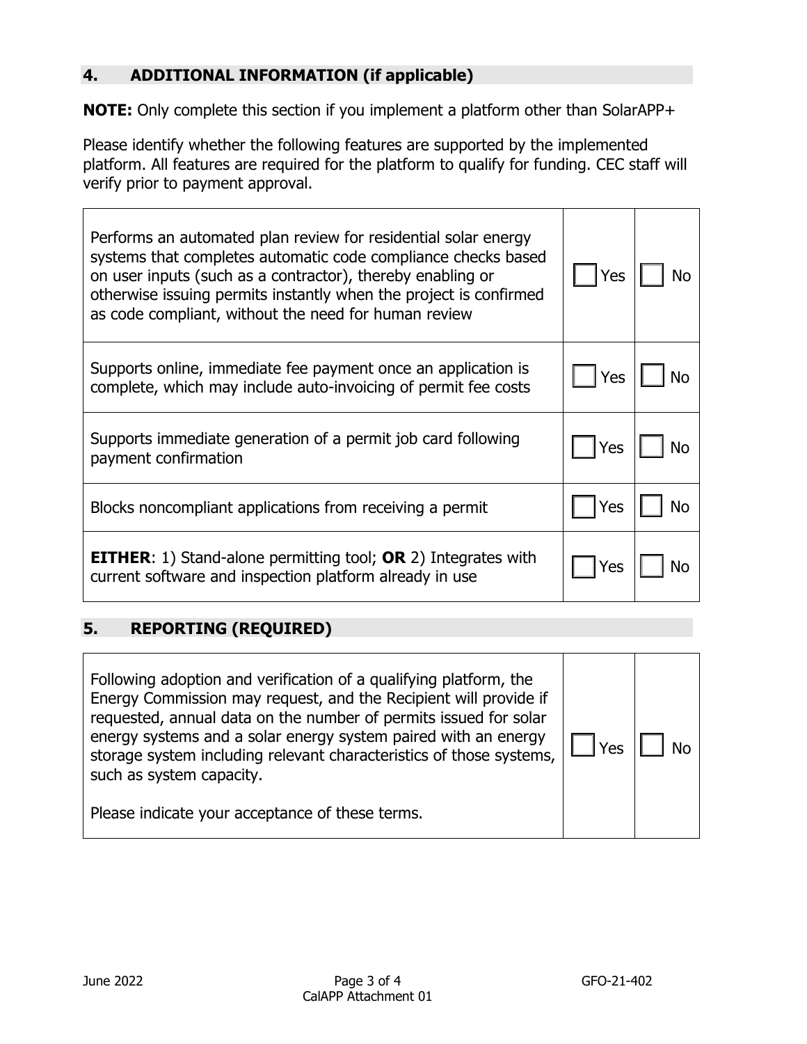## 4. ADDITIONAL INFORMATION (if applicable)

**NOTE:** Only complete this section if you implement a platform other than SolarAPP+

Please identify whether the following features are supported by the implemented platform. All features are required for the platform to qualify for funding. CEC staff will verify prior to payment approval.

| Feature | Yes | No |
|---|---|---|
| Performs an automated plan review for residential solar energy systems that completes automatic code compliance checks based on user inputs (such as a contractor), thereby enabling or otherwise issuing permits instantly when the project is confirmed as code compliant, without the need for human review | ☐ Yes | ☐ No |
| Supports online, immediate fee payment once an application is complete, which may include auto-invoicing of permit fee costs | ☐ Yes | ☐ No |
| Supports immediate generation of a permit job card following payment confirmation | ☐ Yes | ☐ No |
| Blocks noncompliant applications from receiving a permit | ☐ Yes | ☐ No |
| **EITHER**: 1) Stand-alone permitting tool; **OR** 2) Integrates with current software and inspection platform already in use | ☐ Yes | ☐ No |

## 5. REPORTING (REQUIRED)

| Terms | Yes | No |
|---|---|---|
| Following adoption and verification of a qualifying platform, the Energy Commission may request, and the Recipient will provide if requested, annual data on the number of permits issued for solar energy systems and a solar energy system paired with an energy storage system including relevant characteristics of those systems, such as system capacity.<br><br>Please indicate your acceptance of these terms. | ☐ Yes | ☐ No |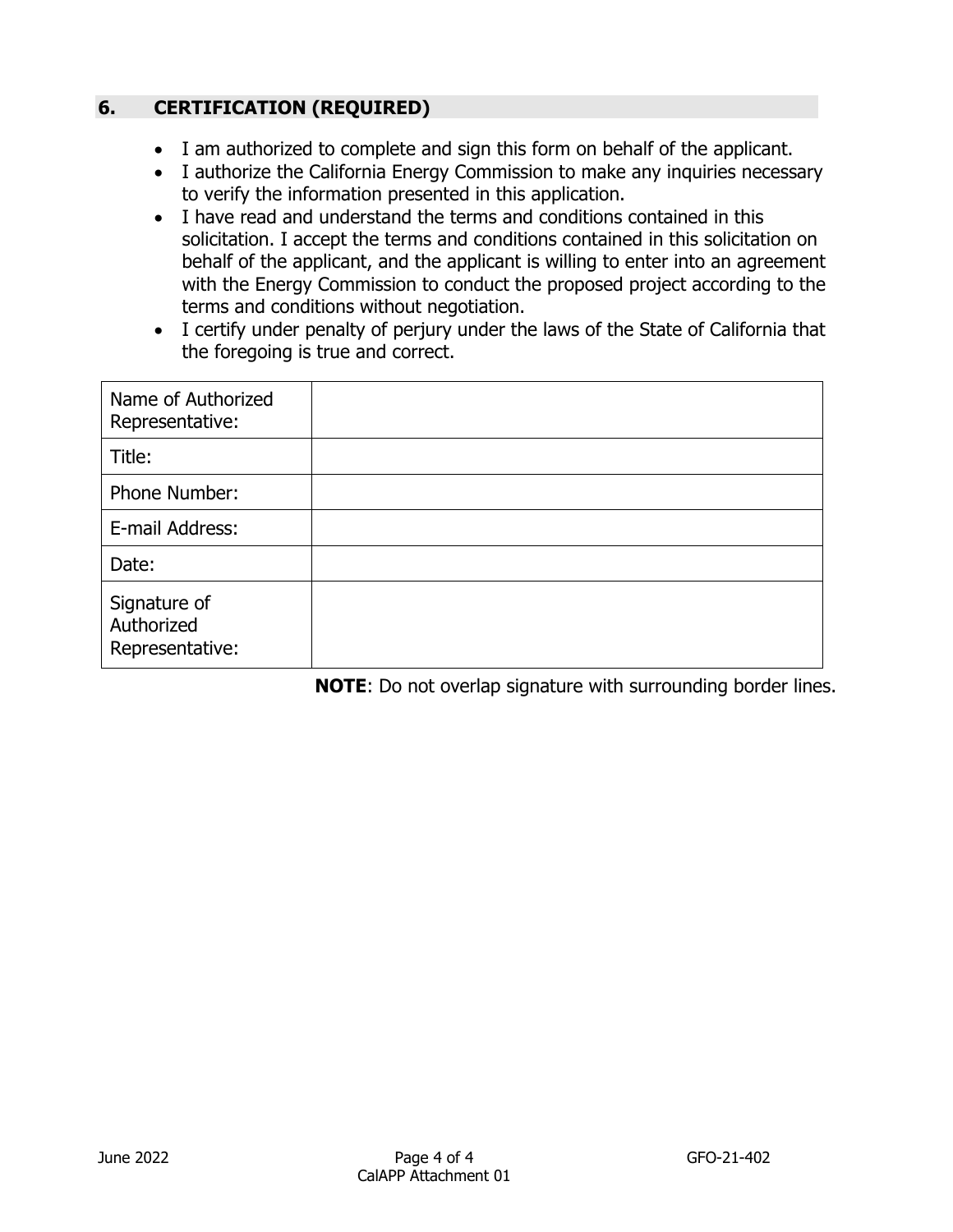## 6. CERTIFICATION (REQUIRED)

- I am authorized to complete and sign this form on behalf of the applicant.
- I authorize the California Energy Commission to make any inquiries necessary to verify the information presented in this application.
- I have read and understand the terms and conditions contained in this solicitation. I accept the terms and conditions contained in this solicitation on behalf of the applicant, and the applicant is willing to enter into an agreement with the Energy Commission to conduct the proposed project according to the terms and conditions without negotiation.
- I certify under penalty of perjury under the laws of the State of California that the foregoing is true and correct.

| | |
|---|---|
| Name of Authorized Representative: | |
| Title: | |
| Phone Number: | |
| E-mail Address: | |
| Date: | |
| Signature of Authorized Representative: | |

**NOTE**: Do not overlap signature with surrounding border lines.